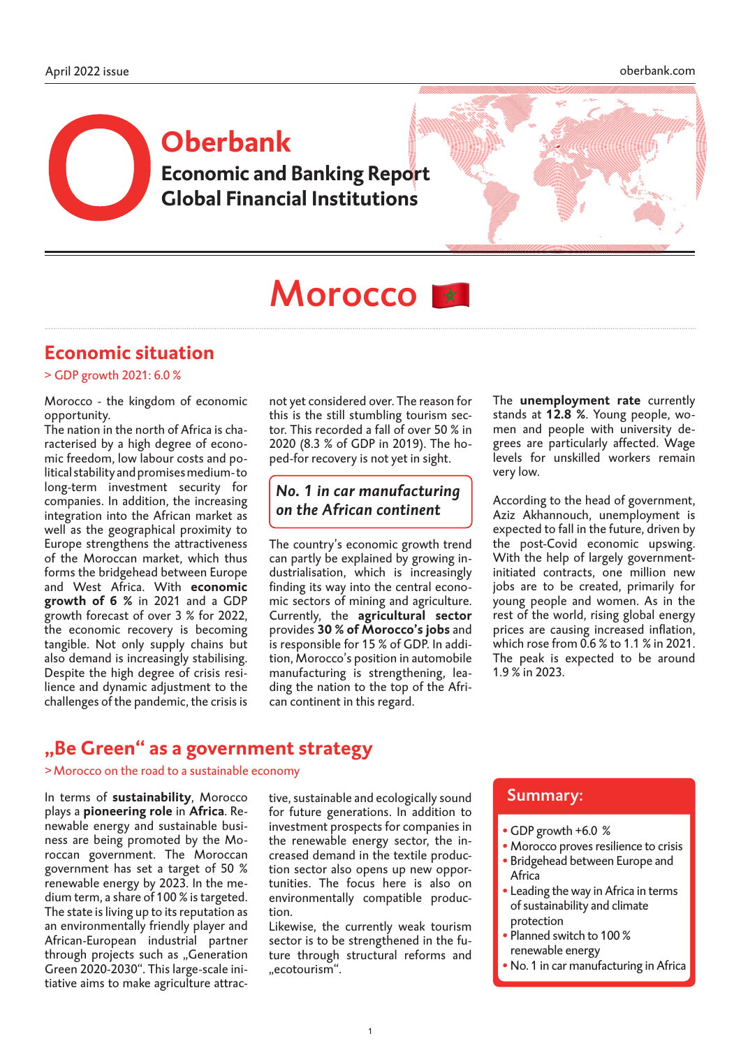# Oberbank

**Economic and Banking Report**
**Global Financial Institutions**

# Morocco

## Economic situation

> GDP growth 2021: 6.0 %

Morocco - the kingdom of economic opportunity.

The nation in the north of Africa is characterised by a high degree of economic freedom, low labour costs and political stability and promises medium-to long-term investment security for companies. In addition, the increasing integration into the African market as well as the geographical proximity to Europe strengthens the attractiveness of the Moroccan market, which thus forms the bridgehead between Europe and West Africa. With **economic growth of 6 %** in 2021 and a GDP growth forecast of over 3 % for 2022, the economic recovery is becoming tangible. Not only supply chains but also demand is increasingly stabilising. Despite the high degree of crisis resilience and dynamic adjustment to the challenges of the pandemic, the crisis is not yet considered over. The reason for this is the still stumbling tourism sector. This recorded a fall of over 50 % in 2020 (8.3 % of GDP in 2019). The hoped-for recovery is not yet in sight.

> ***No. 1 in car manufacturing on the African continent***

The country's economic growth trend can partly be explained by growing industrialisation, which is increasingly finding its way into the central economic sectors of mining and agriculture. Currently, the **agricultural sector** provides **30 % of Morocco's jobs** and is responsible for 15 % of GDP. In addition, Morocco's position in automobile manufacturing is strengthening, leading the nation to the top of the African continent in this regard.

The **unemployment rate** currently stands at **12.8 %**. Young people, women and people with university degrees are particularly affected. Wage levels for unskilled workers remain very low.

According to the head of government, Aziz Akhannouch, unemployment is expected to fall in the future, driven by the post-Covid economic upswing. With the help of largely government-initiated contracts, one million new jobs are to be created, primarily for young people and women. As in the rest of the world, rising global energy prices are causing increased inflation, which rose from 0.6 % to 1.1 % in 2021. The peak is expected to be around 1.9 % in 2023.

## „Be Green“ as a government strategy

> Morocco on the road to a sustainable economy

In terms of **sustainability**, Morocco plays a **pioneering role** in **Africa**. Renewable energy and sustainable business are being promoted by the Moroccan government. The Moroccan government has set a target of 50 % renewable energy by 2023. In the medium term, a share of 100 % is targeted. The state is living up to its reputation as an environmentally friendly player and African-European industrial partner through projects such as „Generation Green 2020-2030“. This large-scale initiative aims to make agriculture attractive, sustainable and ecologically sound for future generations. In addition to investment prospects for companies in the renewable energy sector, the increased demand in the textile production sector also opens up new opportunities. The focus here is also on environmentally compatible production.

Likewise, the currently weak tourism sector is to be strengthened in the future through structural reforms and „ecotourism“.

### Summary:

- GDP growth +6.0 %
- Morocco proves resilience to crisis
- Bridgehead between Europe and Africa
- Leading the way in Africa in terms of sustainability and climate protection
- Planned switch to 100 % renewable energy
- No. 1 in car manufacturing in Africa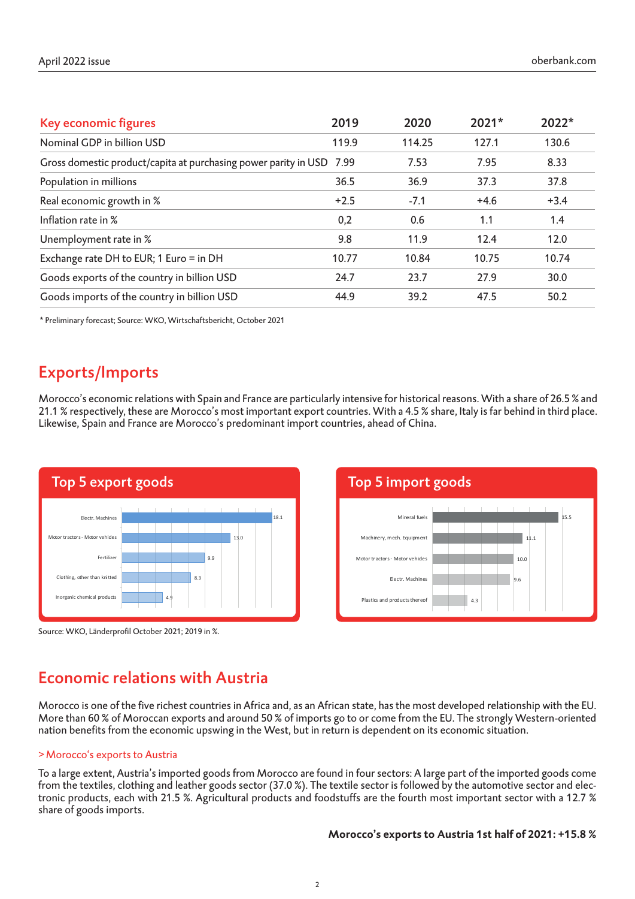| Key economic figures | 2019 | 2020 | 2021* | 2022* |
|---|---|---|---|---|
| Nominal GDP in billion USD | 119.9 | 114.25 | 127.1 | 130.6 |
| Gross domestic product/capita at purchasing power parity in USD | 7.99 | 7.53 | 7.95 | 8.33 |
| Population in millions | 36.5 | 36.9 | 37.3 | 37.8 |
| Real economic growth in % | +2.5 | -7.1 | +4.6 | +3.4 |
| Inflation rate in % | 0,2 | 0.6 | 1.1 | 1.4 |
| Unemployment rate in % | 9.8 | 11.9 | 12.4 | 12.0 |
| Exchange rate DH to EUR; 1 Euro = in DH | 10.77 | 10.84 | 10.75 | 10.74 |
| Goods exports of the country in billion USD | 24.7 | 23.7 | 27.9 | 30.0 |
| Goods imports of the country in billion USD | 44.9 | 39.2 | 47.5 | 50.2 |

* Preliminary forecast; Source: WKO, Wirtschaftsbericht, October 2021

## Exports/Imports

Morocco's economic relations with Spain and France are particularly intensive for historical reasons. With a share of 26.5 % and 21.1 % respectively, these are Morocco's most important export countries. With a 4.5 % share, Italy is far behind in third place. Likewise, Spain and France are Morocco's predominant import countries, ahead of China.

### Top 5 export goods

| Good | % |
|---|---|
| Electr. Machines | 18.1 |
| Motor tractors - Motor vehicles | 13.0 |
| Fertilizer | 9.9 |
| Clothing, other than knitted | 8.3 |
| Inorganic chemical products | 4.9 |

### Top 5 import goods

| Good | % |
|---|---|
| Mineral fuels | 15.5 |
| Machinery, mech. Equipment | 11.1 |
| Motor tractors - Motor vehicles | 10.0 |
| Electr. Machines | 9.6 |
| Plastics and products thereof | 4.3 |

Source: WKO, Länderprofil October 2021; 2019 in %.

## Economic relations with Austria

Morocco is one of the five richest countries in Africa and, as an African state, has the most developed relationship with the EU. More than 60 % of Moroccan exports and around 50 % of imports go to or come from the EU. The strongly Western-oriented nation benefits from the economic upswing in the West, but in return is dependent on its economic situation.

### > Morocco's exports to Austria

To a large extent, Austria's imported goods from Morocco are found in four sectors: A large part of the imported goods come from the textiles, clothing and leather goods sector (37.0 %). The textile sector is followed by the automotive sector and electronic products, each with 21.5 %. Agricultural products and foodstuffs are the fourth most important sector with a 12.7 % share of goods imports.

**Morocco's exports to Austria 1st half of 2021: +15.8 %**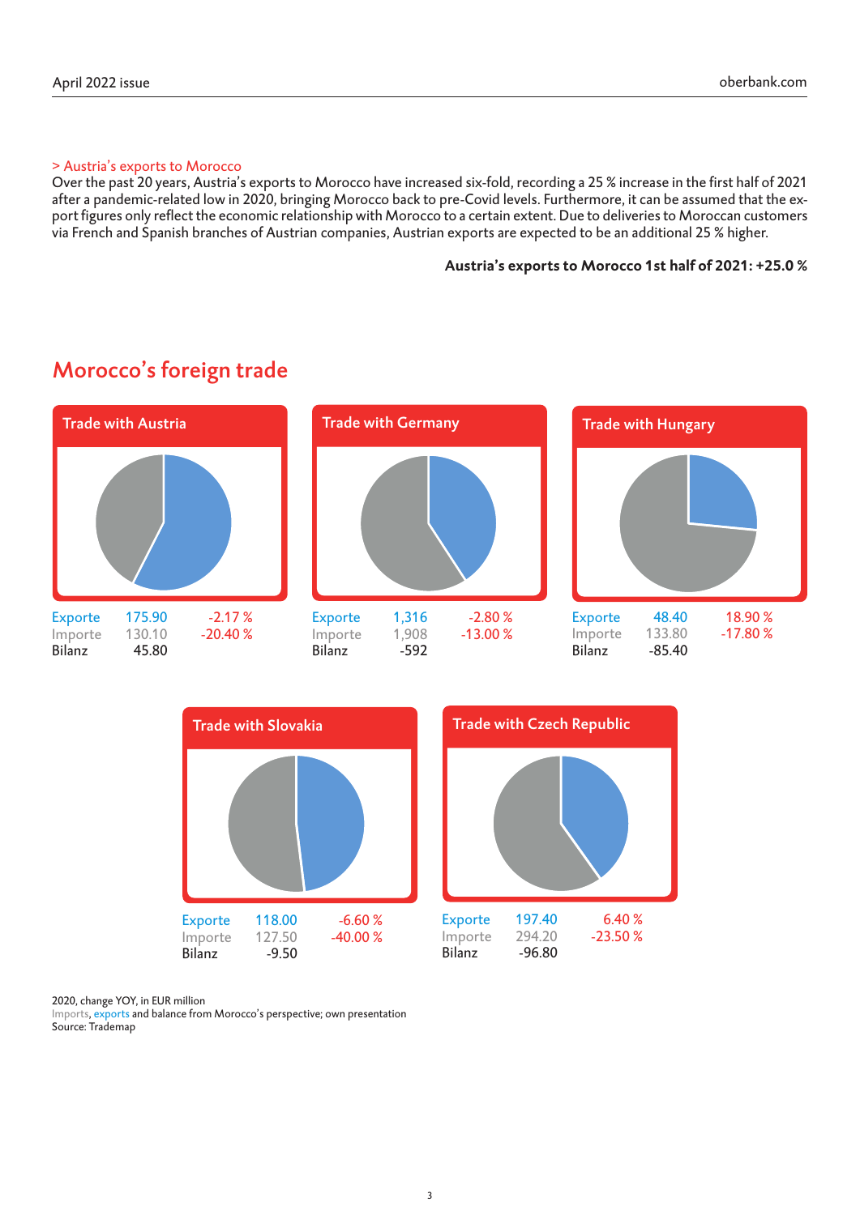> Austria's exports to Morocco

Over the past 20 years, Austria's exports to Morocco have increased six-fold, recording a 25 % increase in the first half of 2021 after a pandemic-related low in 2020, bringing Morocco back to pre-Covid levels. Furthermore, it can be assumed that the export figures only reflect the economic relationship with Morocco to a certain extent. Due to deliveries to Moroccan customers via French and Spanish branches of Austrian companies, Austrian exports are expected to be an additional 25 % higher.

**Austria's exports to Morocco 1st half of 2021: +25.0 %**

## Morocco's foreign trade

**Trade with Austria**

| | | |
|---|---|---|
| Exporte | 175.90 | -2.17 % |
| Importe | 130.10 | -20.40 % |
| Bilanz | 45.80 | |

**Trade with Germany**

| | | |
|---|---|---|
| Exporte | 1,316 | -2.80 % |
| Importe | 1,908 | -13.00 % |
| Bilanz | -592 | |

**Trade with Hungary**

| | | |
|---|---|---|
| Exporte | 48.40 | 18.90 % |
| Importe | 133.80 | -17.80 % |
| Bilanz | -85.40 | |

**Trade with Slovakia**

| | | |
|---|---|---|
| Exporte | 118.00 | -6.60 % |
| Importe | 127.50 | -40.00 % |
| Bilanz | -9.50 | |

**Trade with Czech Republic**

| | | |
|---|---|---|
| Exporte | 197.40 | 6.40 % |
| Importe | 294.20 | -23.50 % |
| Bilanz | -96.80 | |

2020, change YOY, in EUR million
Imports, exports and balance from Morocco's perspective; own presentation
Source: Trademap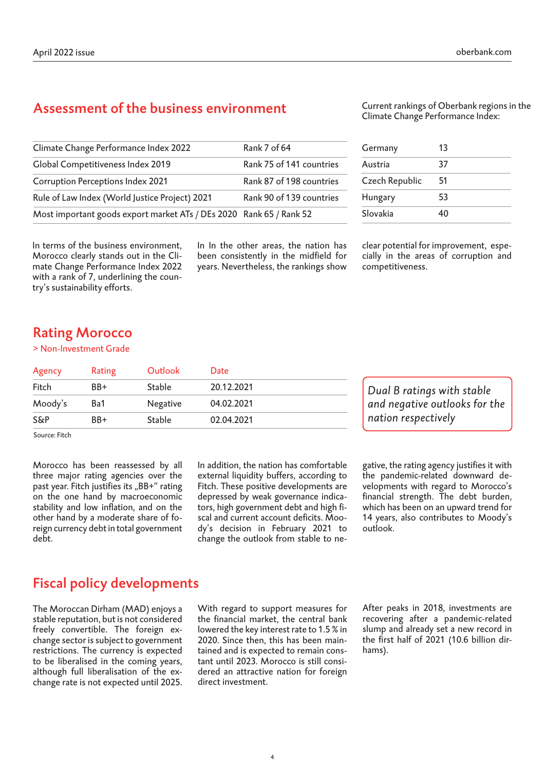## Assessment of the business environment

| | |
|---|---|
| Climate Change Performance Index 2022 | Rank 7 of 64 |
| Global Competitiveness Index 2019 | Rank 75 of 141 countries |
| Corruption Perceptions Index 2021 | Rank 87 of 198 countries |
| Rule of Law Index (World Justice Project) 2021 | Rank 90 of 139 countries |
| Most important goods export market ATs / DEs 2020 | Rank 65 / Rank 52 |

Current rankings of Oberbank regions in the Climate Change Performance Index:

| | |
|---|---|
| Germany | 13 |
| Austria | 37 |
| Czech Republic | 51 |
| Hungary | 53 |
| Slovakia | 40 |

In terms of the business environment, Morocco clearly stands out in the Climate Change Performance Index 2022 with a rank of 7, underlining the country's sustainability efforts. In In the other areas, the nation has been consistently in the midfield for years. Nevertheless, the rankings show clear potential for improvement, especially in the areas of corruption and competitiveness.

## Rating Morocco

> Non-Investment Grade

| Agency | Rating | Outlook | Date |
|---|---|---|---|
| Fitch | BB+ | Stable | 20.12.2021 |
| Moody's | Ba1 | Negative | 04.02.2021 |
| S&P | BB+ | Stable | 02.04.2021 |

Source: Fitch

*Dual B ratings with stable and negative outlooks for the nation respectively*

Morocco has been reassessed by all three major rating agencies over the past year. Fitch justifies its „BB+" rating on the one hand by macroeconomic stability and low inflation, and on the other hand by a moderate share of foreign currency debt in total government debt. In addition, the nation has comfortable external liquidity buffers, according to Fitch. These positive developments are depressed by weak governance indicators, high government debt and high fiscal and current account deficits. Moody's decision in February 2021 to change the outlook from stable to negative, the rating agency justifies it with the pandemic-related downward developments with regard to Morocco's financial strength. The debt burden, which has been on an upward trend for 14 years, also contributes to Moody's outlook.

## Fiscal policy developments

The Moroccan Dirham (MAD) enjoys a stable reputation, but is not considered freely convertible. The foreign exchange sector is subject to government restrictions. The currency is expected to be liberalised in the coming years, although full liberalisation of the exchange rate is not expected until 2025. With regard to support measures for the financial market, the central bank lowered the key interest rate to 1.5 % in 2020. Since then, this has been maintained and is expected to remain constant until 2023. Morocco is still considered an attractive nation for foreign direct investment. After peaks in 2018, investments are recovering after a pandemic-related slump and already set a new record in the first half of 2021 (10.6 billion dirhams).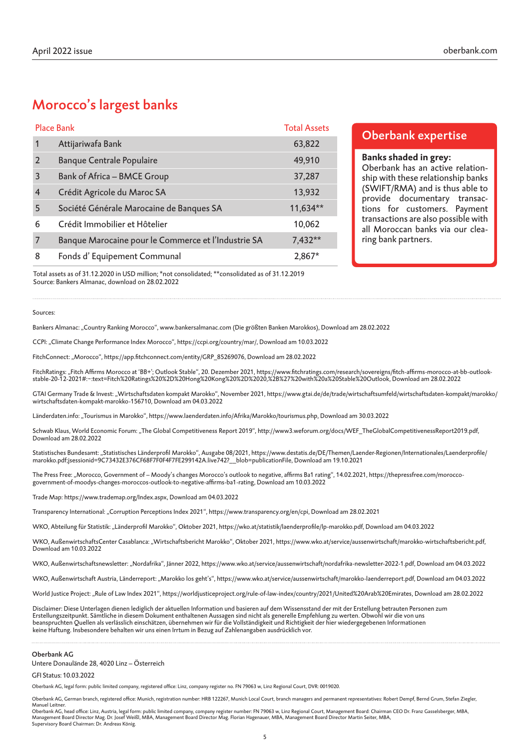## Morocco's largest banks

| Place | Bank | Total Assets |
|---|---|---|
| 1 | Attijariwafa Bank | 63,822 |
| 2 | Banque Centrale Populaire | 49,910 |
| 3 | Bank of Africa – BMCE Group | 37,287 |
| 4 | Crédit Agricole du Maroc SA | 13,932 |
| 5 | Société Générale Marocaine de Banques SA | 11,634** |
| 6 | Crédit Immobilier et Hôtelier | 10,062 |
| 7 | Banque Marocaine pour le Commerce et l'Industrie SA | 7,432** |
| 8 | Fonds d' Equipement Communal | 2,867* |

Total assets as of 31.12.2020 in USD million; *not consolidated; **consolidated as of 31.12.2019
Source: Bankers Almanac, download on 28.02.2022

### Oberbank expertise

**Banks shaded in grey:**
Oberbank has an active relationship with these relationship banks (SWIFT/RMA) and is thus able to provide documentary transactions for customers. Payment transactions are also possible with all Moroccan banks via our clearing bank partners.

Sources:

Bankers Almanac: „Country Ranking Morocco", www.bankersalmanac.com (Die größten Banken Marokkos), Download am 28.02.2022

CCPI: „Climate Change Performance Index Morocco", https://ccpi.org/country/mar/, Download am 10.03.2022

FitchConnect: „Morocco", https://app.fitchconnect.com/entity/GRP_85269076, Download am 28.02.2022

FitchRatings: „Fitch Affirms Morocco at 'BB+'; Outlook Stable", 20. Dezember 2021, https://www.fitchratings.com/research/sovereigns/fitch-affirms-morocco-at-bb-outlook-stable-20-12-2021#:~:text=Fitch%20Ratings%20%2D%20Hong%20Kong%20%2D%2020,%2B%27%20with%20a%20Stable%20Outlook, Download am 28.02.2022

GTAI Germany Trade & Invest: „Wirtschaftsdaten kompakt Marokko", November 2021, https://www.gtai.de/de/trade/wirtschaftsumfeld/wirtschaftsdaten-kompakt/marokko/wirtschaftsdaten-kompakt-marokko-156710, Download am 04.03.2022

Länderdaten.info: „Tourismus in Marokko", https://www.laenderdaten.info/Afrika/Marokko/tourismus.php, Download am 30.03.2022

Schwab Klaus, World Economic Forum: „The Global Competitiveness Report 2019", http://www3.weforum.org/docs/WEF_TheGlobalCompetitivenessReport2019.pdf, Download am 28.02.2022

Statistisches Bundesamt: „Statistisches Länderprofil Marokko", Ausgabe 08/2021, https://www.destatis.de/DE/Themen/Laender-Regionen/Internationales/Laenderprofile/marokko.pdf;jsessionid=9C73432E376CF68F7F0F4F7FE299142A.live742?__blob=publicationFile, Download am 19.10.2021

The Press Free: „Morocco, Government of – Moody's changes Morocco's outlook to negative, affirms Ba1 rating", 14.02.2021, https://thepressfree.com/morocco-government-of-moodys-changes-moroccos-outlook-to-negative-affirms-ba1-rating, Download am 10.03.2022

Trade Map: https://www.trademap.org/Index.aspx, Download am 04.03.2022

Transparency International: „Corruption Perceptions Index 2021", https://www.transparency.org/en/cpi, Download am 28.02.2021

WKO, Abteilung für Statistik: „Länderprofil Marokko", Oktober 2021, https://wko.at/statistik/laenderprofile/lp-marokko.pdf, Download am 04.03.2022

WKO, AußenwirtschaftsCenter Casablanca: „Wirtschaftsbericht Marokko", Oktober 2021, https://www.wko.at/service/aussenwirtschaft/marokko-wirtschaftsbericht.pdf, Download am 10.03.2022

WKO, Außenwirtschaftsnewsletter: „Nordafrika", Jänner 2022, https://www.wko.at/service/aussenwirtschaft/nordafrika-newsletter-2022-1.pdf, Download am 04.03.2022

WKO, Außenwirtschaft Austria, Länderreport: „Marokko los geht's", https://www.wko.at/service/aussenwirtschaft/marokko-laenderreport.pdf, Download am 04.03.2022

World Justice Project: „Rule of Law Index 2021", https://worldjusticeproject.org/rule-of-law-index/country/2021/United%20Arab%20Emirates, Download am 28.02.2022

Disclaimer: Diese Unterlagen dienen lediglich der aktuellen Information und basieren auf dem Wissensstand der mit der Erstellung betrauten Personen zum Erstellungszeitpunkt. Sämtliche in diesem Dokument enthaltenen Aussagen sind nicht als generelle Empfehlung zu werten. Obwohl wir die von uns beanspruchten Quellen als verlässlich einschätzen, übernehmen wir für die Vollständigkeit und Richtigkeit der hier wiedergegebenen Informationen keine Haftung. Insbesondere behalten wir uns einen Irrtum in Bezug auf Zahlenangaben ausdrücklich vor.

**Oberbank AG**
Untere Donaulände 28, 4020 Linz – Österreich

GFI Status: 10.03.2022

Oberbank AG, legal form: public limited company, registered office: Linz, company register no. FN 79063 w, Linz Regional Court, DVR: 0019020.

Oberbank AG, German branch, registered office: Munich, registration number: HRB 122267, Munich Local Court, branch managers and permanent representatives: Robert Dempf, Bernd Grum, Stefan Ziegler, Manuel Leitner.
Oberbank AG, head office: Linz, Austria, legal form: public limited company, company register number: FN 79063 w, Linz Regional Court, Management Board: Chairman CEO Dr. Franz Gasselsberger, MBA, Management Board Director Mag. Dr. Josef Weißl, MBA, Management Board Director Mag. Florian Hagenauer, MBA, Management Board Director Martin Seiter, MBA,
Supervisory Board Chairman: Dr. Andreas König.